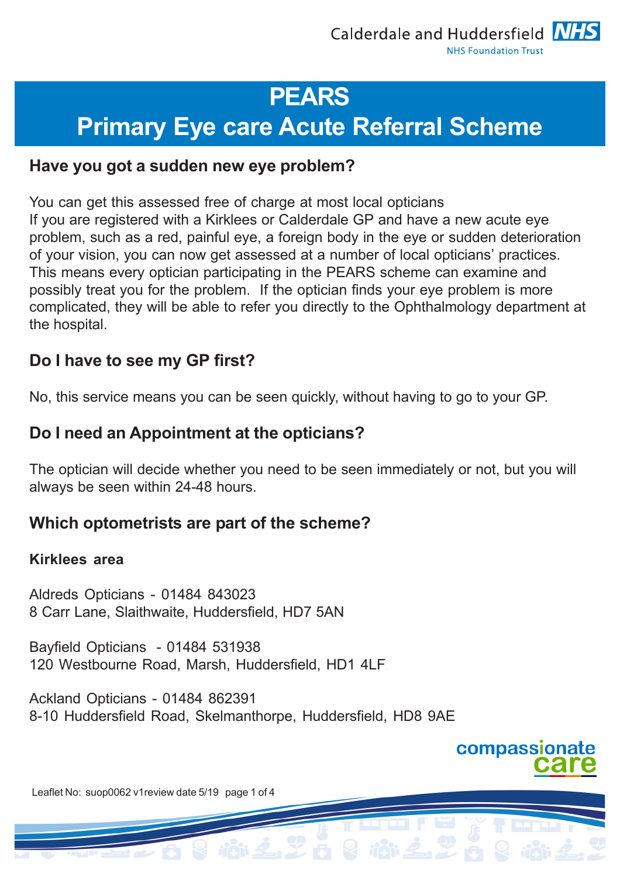Calderdale and Huddersfield NHS Foundation Trust

# PEARS
# Primary Eye care Acute Referral Scheme

## Have you got a sudden new eye problem?

You can get this assessed free of charge at most local opticians
If you are registered with a Kirklees or Calderdale GP and have a new acute eye problem, such as a red, painful eye, a foreign body in the eye or sudden deterioration of your vision, you can now get assessed at a number of local opticians' practices. This means every optician participating in the PEARS scheme can examine and possibly treat you for the problem. If the optician finds your eye problem is more complicated, they will be able to refer you directly to the Ophthalmology department at the hospital.

## Do I have to see my GP first?

No, this service means you can be seen quickly, without having to go to your GP.

## Do I need an Appointment at the opticians?

The optician will decide whether you need to be seen immediately or not, but you will always be seen within 24-48 hours.

## Which optometrists are part of the scheme?

### Kirklees area

Aldreds Opticians - 01484 843023
8 Carr Lane, Slaithwaite, Huddersfield, HD7 5AN

Bayfield Opticians - 01484 531938
120 Westbourne Road, Marsh, Huddersfield, HD1 4LF

Ackland Opticians - 01484 862391
8-10 Huddersfield Road, Skelmanthorpe, Huddersfield, HD8 9AE

compassionate care

Leaflet No: suop0062 v1review date 5/19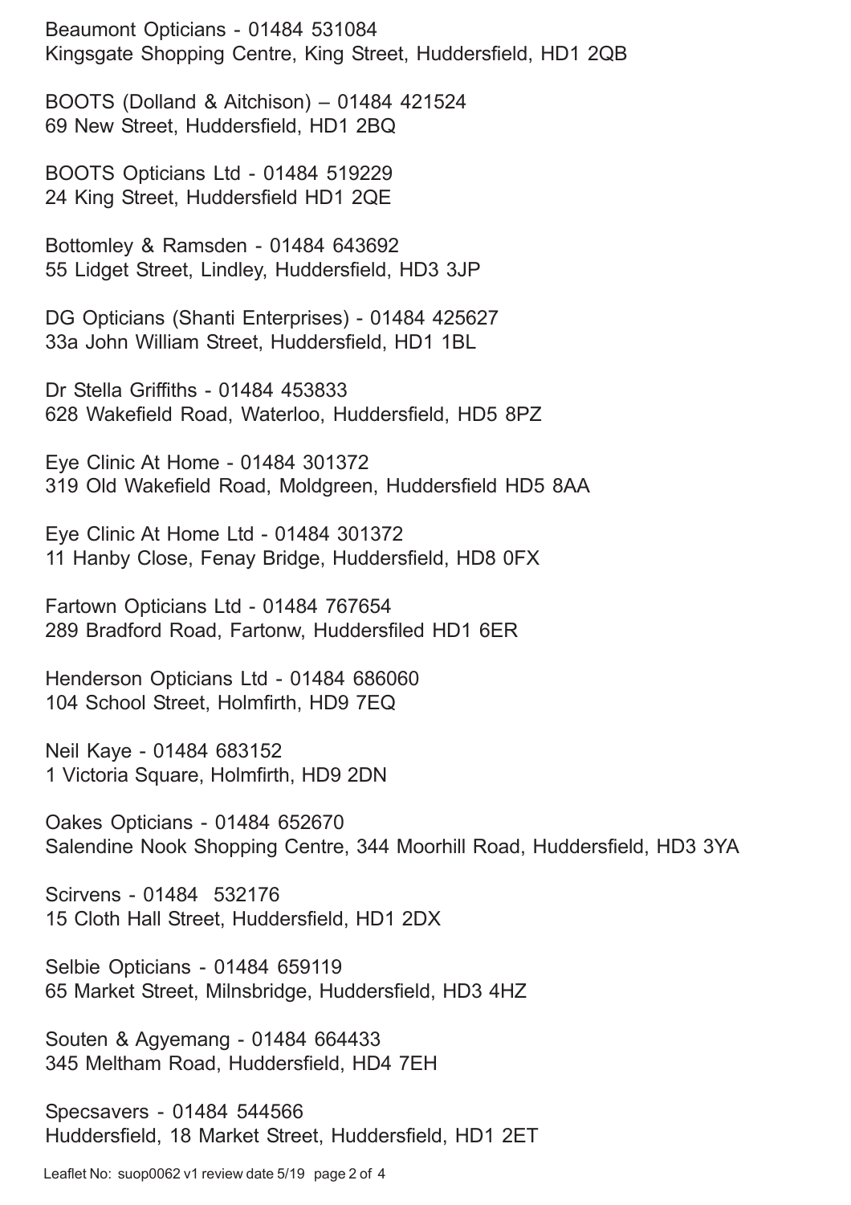Beaumont Opticians - 01484 531084
Kingsgate Shopping Centre, King Street, Huddersfield, HD1 2QB

BOOTS (Dolland & Aitchison) – 01484 421524
69 New Street, Huddersfield, HD1 2BQ

BOOTS Opticians Ltd - 01484 519229
24 King Street, Huddersfield HD1 2QE

Bottomley & Ramsden - 01484 643692
55 Lidget Street, Lindley, Huddersfield, HD3 3JP

DG Opticians (Shanti Enterprises) - 01484 425627
33a John William Street, Huddersfield, HD1 1BL

Dr Stella Griffiths - 01484 453833
628 Wakefield Road, Waterloo, Huddersfield, HD5 8PZ

Eye Clinic At Home - 01484 301372
319 Old Wakefield Road, Moldgreen, Huddersfield HD5 8AA

Eye Clinic At Home Ltd - 01484 301372
11 Hanby Close, Fenay Bridge, Huddersfield, HD8 0FX

Fartown Opticians Ltd - 01484 767654
289 Bradford Road, Fartonw, Huddersfiled HD1 6ER

Henderson Opticians Ltd - 01484 686060
104 School Street, Holmfirth, HD9 7EQ

Neil Kaye - 01484 683152
1 Victoria Square, Holmfirth, HD9 2DN

Oakes Opticians - 01484 652670
Salendine Nook Shopping Centre, 344 Moorhill Road, Huddersfield, HD3 3YA

Scirvens - 01484 532176
15 Cloth Hall Street, Huddersfield, HD1 2DX

Selbie Opticians - 01484 659119
65 Market Street, Milnsbridge, Huddersfield, HD3 4HZ

Souten & Agyemang - 01484 664433
345 Meltham Road, Huddersfield, HD4 7EH

Specsavers - 01484 544566
Huddersfield, 18 Market Street, Huddersfield, HD1 2ET

Leaflet No: suop0062 v1 review date 5/19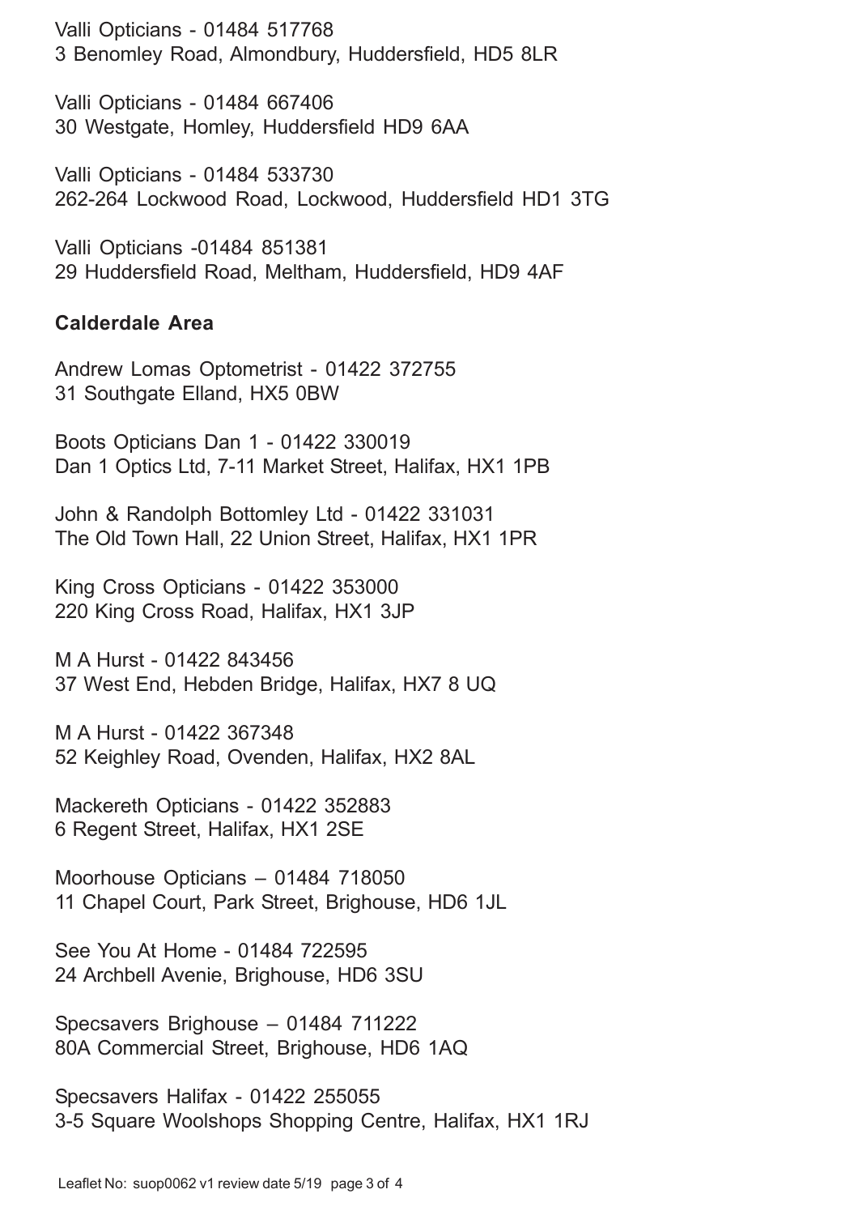Valli Opticians - 01484 517768
3 Benomley Road, Almondbury, Huddersfield, HD5 8LR

Valli Opticians - 01484 667406
30 Westgate, Homley, Huddersfield HD9 6AA

Valli Opticians - 01484 533730
262-264 Lockwood Road, Lockwood, Huddersfield HD1 3TG

Valli Opticians -01484 851381
29 Huddersfield Road, Meltham, Huddersfield, HD9 4AF

**Calderdale Area**

Andrew Lomas Optometrist - 01422 372755
31 Southgate Elland, HX5 0BW

Boots Opticians Dan 1 - 01422 330019
Dan 1 Optics Ltd, 7-11 Market Street, Halifax, HX1 1PB

John & Randolph Bottomley Ltd - 01422 331031
The Old Town Hall, 22 Union Street, Halifax, HX1 1PR

King Cross Opticians - 01422 353000
220 King Cross Road, Halifax, HX1 3JP

M A Hurst - 01422 843456
37 West End, Hebden Bridge, Halifax, HX7 8 UQ

M A Hurst - 01422 367348
52 Keighley Road, Ovenden, Halifax, HX2 8AL

Mackereth Opticians - 01422 352883
6 Regent Street, Halifax, HX1 2SE

Moorhouse Opticians – 01484 718050
11 Chapel Court, Park Street, Brighouse, HD6 1JL

See You At Home - 01484 722595
24 Archbell Avenie, Brighouse, HD6 3SU

Specsavers Brighouse – 01484 711222
80A Commercial Street, Brighouse, HD6 1AQ

Specsavers Halifax - 01422 255055
3-5 Square Woolshops Shopping Centre, Halifax, HX1 1RJ

Leaflet No: suop0062 v1 review date 5/19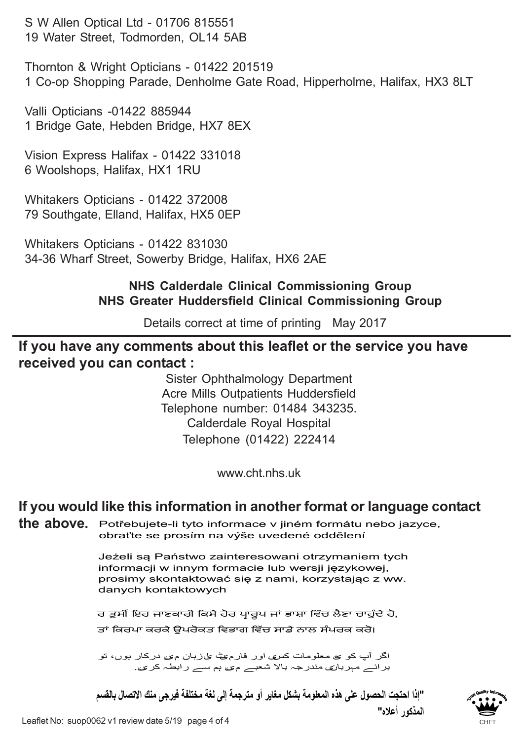S W Allen Optical Ltd - 01706 815551
19 Water Street, Todmorden, OL14 5AB

Thornton & Wright Opticians - 01422 201519
1 Co-op Shopping Parade, Denholme Gate Road, Hipperholme, Halifax, HX3 8LT

Valli Opticians -01422 885944
1 Bridge Gate, Hebden Bridge, HX7 8EX

Vision Express Halifax - 01422 331018
6 Woolshops, Halifax, HX1 1RU

Whitakers Opticians - 01422 372008
79 Southgate, Elland, Halifax, HX5 0EP

Whitakers Opticians - 01422 831030
34-36 Wharf Street, Sowerby Bridge, Halifax, HX6 2AE

**NHS Calderdale Clinical Commissioning Group**
**NHS Greater Huddersfield Clinical Commissioning Group**

Details correct at time of printing May 2017

## If you have any comments about this leaflet or the service you have received you can contact :

Sister Ophthalmology Department
Acre Mills Outpatients Huddersfield
Telephone number: 01484 343235.
Calderdale Royal Hospital
Telephone (01422) 222414

www.cht.nhs.uk

## If you would like this information in another format or language contact the above.

Potřebujete-li tyto informace v jiném formátu nebo jazyce, obraťte se prosím na výše uvedené oddělení

Jeżeli są Państwo zainteresowani otrzymaniem tych informacji w innym formacie lub wersji językowej, prosimy skontaktować się z nami, korzystając z ww. danych kontaktowych

ਰ ਤੁਸੀਂ ਇਹ ਜਾਣਕਾਰੀ ਕਿਸੇ ਹੋਰ ਪ੍ਰਾਰੂਪ ਜਾਂ ਭਾਸ਼ਾ ਵਿੱਚ ਲੈਣਾ ਚਾਹੁੰਦੇ ਹੋ,
ਤਾਂ ਕਿਰਪਾ ਕਰਕੇ ਉਪਰੋਕਤ ਵਿਭਾਗ ਵਿੱਚ ਸਾਡੇ ਨਾਲ ਸੰਪਰਕ ਕਰੋ।

اگر آپ کو یہ معلومات کسی اور فارمیٹ یا زبان میں درکار ہوں، تو برائے مہربانی مندرجہ بالا شعبے میں ہم سے رابطہ کریں۔

"إذا احتجت الحصول على هذه المعلومة بشكل مغاير أو مترجمة إلى لغة مختلفة فيرجى منك الاتصال بالقسم المذكور أعلاه"

Leaflet No: suop0062 v1 review date 5/19